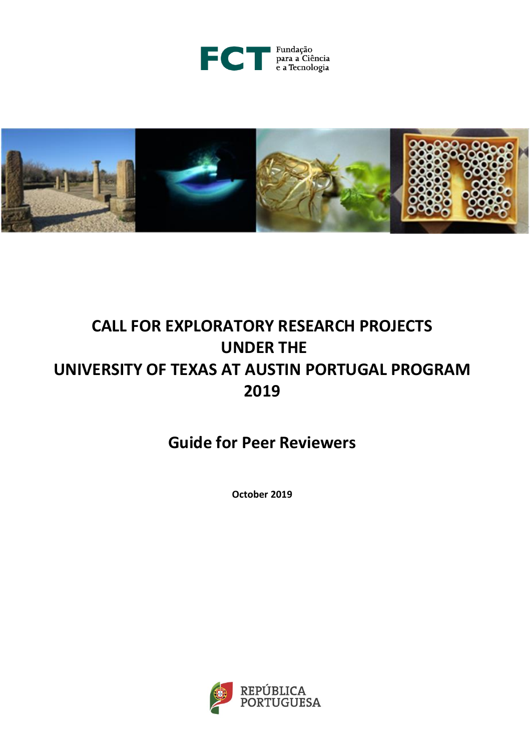FCT Fundação para a Ciência e a Tecnologia

# CALL FOR EXPLORATORY RESEARCH PROJECTS UNDER THE UNIVERSITY OF TEXAS AT AUSTIN PORTUGAL PROGRAM 2019

## Guide for Peer Reviewers

**October 2019**

REPÚBLICA PORTUGUESA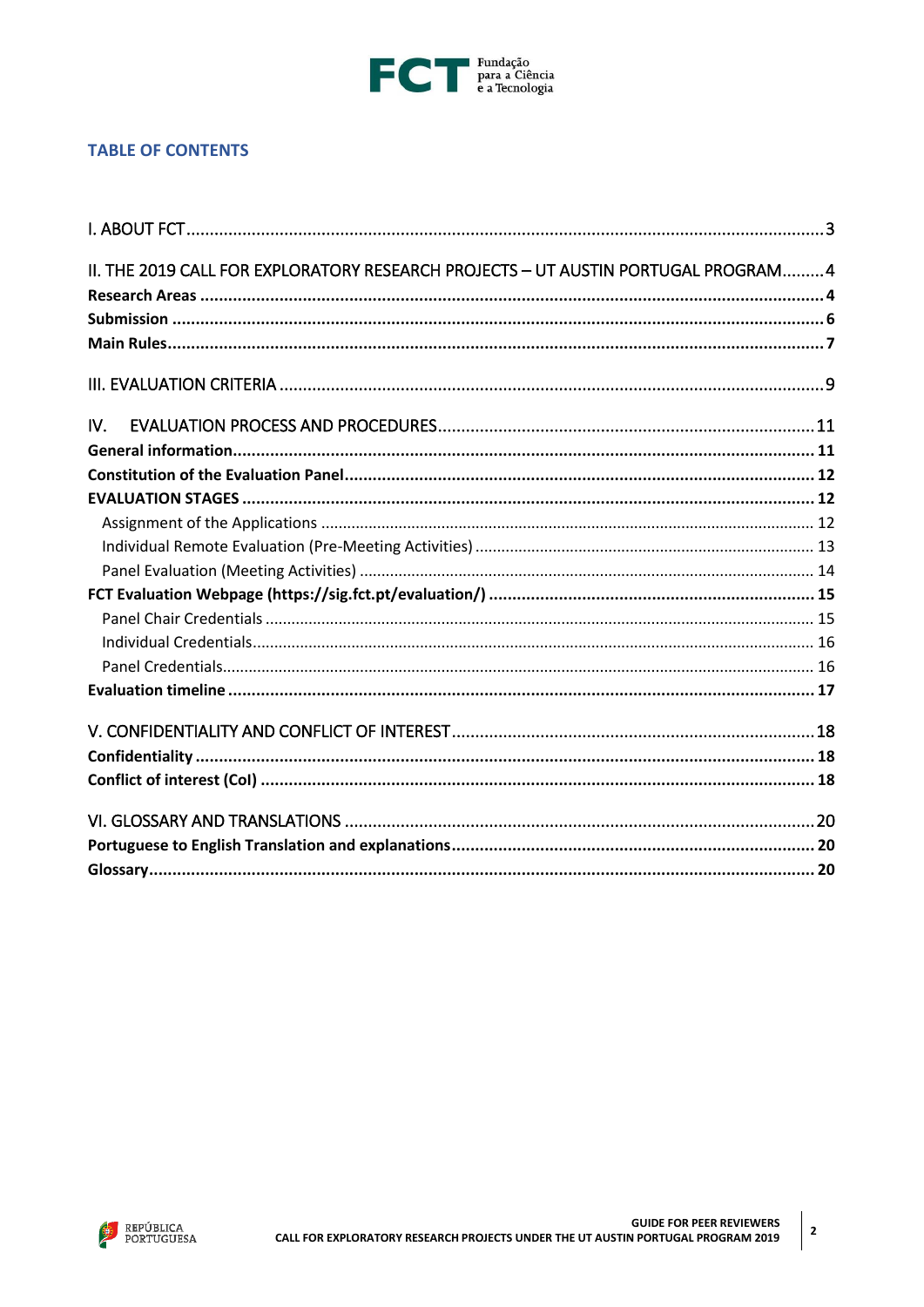## TABLE OF CONTENTS

I. ABOUT FCT ........................................................................ 3

II. THE 2019 CALL FOR EXPLORATORY RESEARCH PROJECTS – UT AUSTIN PORTUGAL PROGRAM ......... 4

**Research Areas** ........................................................................ **4**

**Submission** ........................................................................ **6**

**Main Rules** ........................................................................ **7**

III. EVALUATION CRITERIA ........................................................................ 9

IV. EVALUATION PROCESS AND PROCEDURES ........................................................................ 11

**General information** ........................................................................ **11**

**Constitution of the Evaluation Panel** ........................................................................ **12**

**EVALUATION STAGES** ........................................................................ **12**

- Assignment of the Applications ........................................................................ 12
- Individual Remote Evaluation (Pre-Meeting Activities) ........................................................................ 13
- Panel Evaluation (Meeting Activities) ........................................................................ 14

**FCT Evaluation Webpage (https://sig.fct.pt/evaluation/)** ........................................................................ **15**

- Panel Chair Credentials ........................................................................ 15
- Individual Credentials ........................................................................ 16
- Panel Credentials ........................................................................ 16

**Evaluation timeline** ........................................................................ **17**

V. CONFIDENTIALITY AND CONFLICT OF INTEREST ........................................................................ 18

**Confidentiality** ........................................................................ **18**

**Conflict of interest (CoI)** ........................................................................ **18**

VI. GLOSSARY AND TRANSLATIONS ........................................................................ 20

**Portuguese to English Translation and explanations** ........................................................................ **20**

**Glossary** ........................................................................ **20**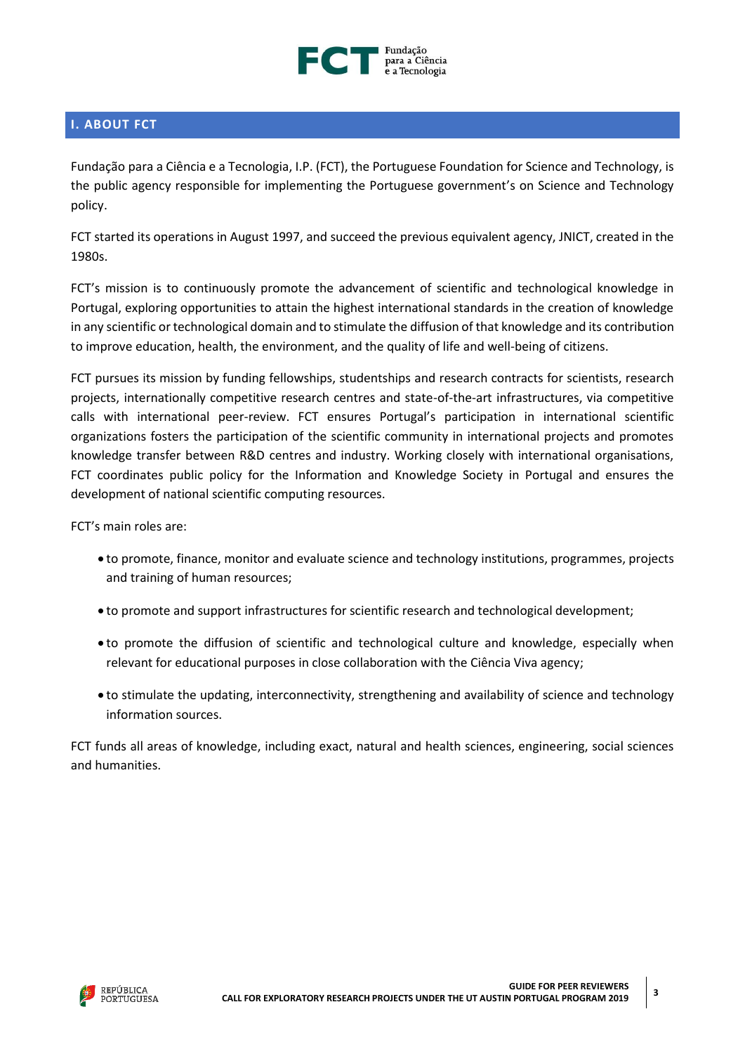## I. ABOUT FCT

Fundação para a Ciência e a Tecnologia, I.P. (FCT), the Portuguese Foundation for Science and Technology, is the public agency responsible for implementing the Portuguese government's on Science and Technology policy.

FCT started its operations in August 1997, and succeed the previous equivalent agency, JNICT, created in the 1980s.

FCT's mission is to continuously promote the advancement of scientific and technological knowledge in Portugal, exploring opportunities to attain the highest international standards in the creation of knowledge in any scientific or technological domain and to stimulate the diffusion of that knowledge and its contribution to improve education, health, the environment, and the quality of life and well-being of citizens.

FCT pursues its mission by funding fellowships, studentships and research contracts for scientists, research projects, internationally competitive research centres and state-of-the-art infrastructures, via competitive calls with international peer-review. FCT ensures Portugal's participation in international scientific organizations fosters the participation of the scientific community in international projects and promotes knowledge transfer between R&D centres and industry. Working closely with international organisations, FCT coordinates public policy for the Information and Knowledge Society in Portugal and ensures the development of national scientific computing resources.

FCT's main roles are:

- to promote, finance, monitor and evaluate science and technology institutions, programmes, projects and training of human resources;
- to promote and support infrastructures for scientific research and technological development;
- to promote the diffusion of scientific and technological culture and knowledge, especially when relevant for educational purposes in close collaboration with the Ciência Viva agency;
- to stimulate the updating, interconnectivity, strengthening and availability of science and technology information sources.

FCT funds all areas of knowledge, including exact, natural and health sciences, engineering, social sciences and humanities.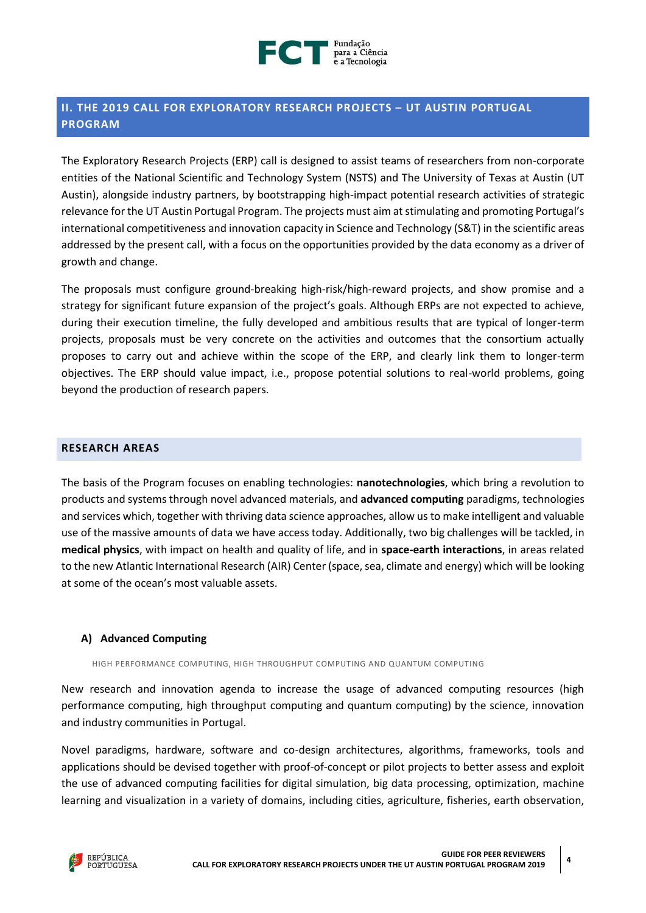## II. THE 2019 CALL FOR EXPLORATORY RESEARCH PROJECTS – UT AUSTIN PORTUGAL PROGRAM

The Exploratory Research Projects (ERP) call is designed to assist teams of researchers from non-corporate entities of the National Scientific and Technology System (NSTS) and The University of Texas at Austin (UT Austin), alongside industry partners, by bootstrapping high-impact potential research activities of strategic relevance for the UT Austin Portugal Program. The projects must aim at stimulating and promoting Portugal's international competitiveness and innovation capacity in Science and Technology (S&T) in the scientific areas addressed by the present call, with a focus on the opportunities provided by the data economy as a driver of growth and change.

The proposals must configure ground-breaking high-risk/high-reward projects, and show promise and a strategy for significant future expansion of the project's goals. Although ERPs are not expected to achieve, during their execution timeline, the fully developed and ambitious results that are typical of longer-term projects, proposals must be very concrete on the activities and outcomes that the consortium actually proposes to carry out and achieve within the scope of the ERP, and clearly link them to longer-term objectives. The ERP should value impact, i.e., propose potential solutions to real-world problems, going beyond the production of research papers.

### RESEARCH AREAS

The basis of the Program focuses on enabling technologies: **nanotechnologies**, which bring a revolution to products and systems through novel advanced materials, and **advanced computing** paradigms, technologies and services which, together with thriving data science approaches, allow us to make intelligent and valuable use of the massive amounts of data we have access today. Additionally, two big challenges will be tackled, in **medical physics**, with impact on health and quality of life, and in **space-earth interactions**, in areas related to the new Atlantic International Research (AIR) Center (space, sea, climate and energy) which will be looking at some of the ocean's most valuable assets.

#### A) Advanced Computing

HIGH PERFORMANCE COMPUTING, HIGH THROUGHPUT COMPUTING AND QUANTUM COMPUTING

New research and innovation agenda to increase the usage of advanced computing resources (high performance computing, high throughput computing and quantum computing) by the science, innovation and industry communities in Portugal.

Novel paradigms, hardware, software and co-design architectures, algorithms, frameworks, tools and applications should be devised together with proof-of-concept or pilot projects to better assess and exploit the use of advanced computing facilities for digital simulation, big data processing, optimization, machine learning and visualization in a variety of domains, including cities, agriculture, fisheries, earth observation,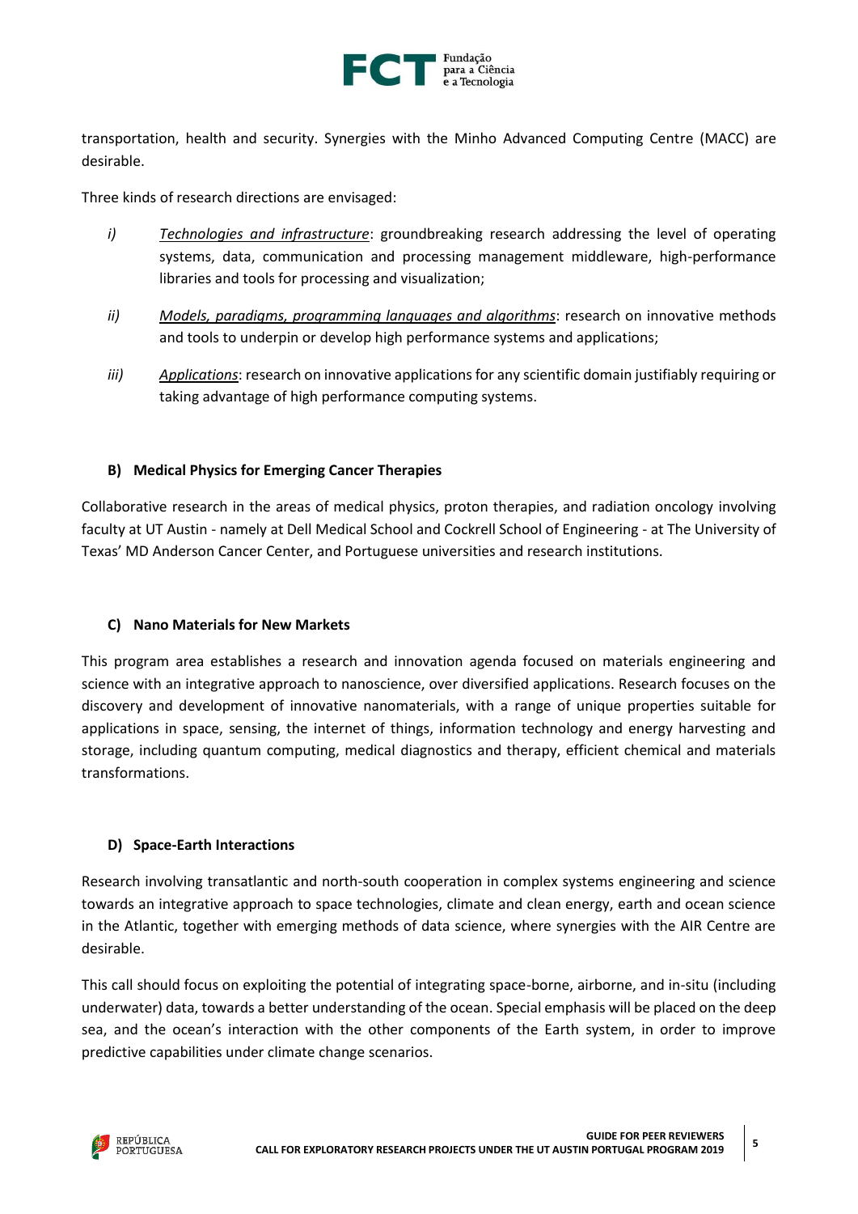transportation, health and security. Synergies with the Minho Advanced Computing Centre (MACC) are desirable.

Three kinds of research directions are envisaged:

- *i)* <u>Technologies and infrastructure</u>: groundbreaking research addressing the level of operating systems, data, communication and processing management middleware, high-performance libraries and tools for processing and visualization;
- *ii)* <u>Models, paradigms, programming languages and algorithms</u>: research on innovative methods and tools to underpin or develop high performance systems and applications;
- *iii)* <u>Applications</u>: research on innovative applications for any scientific domain justifiably requiring or taking advantage of high performance computing systems.

### B) Medical Physics for Emerging Cancer Therapies

Collaborative research in the areas of medical physics, proton therapies, and radiation oncology involving faculty at UT Austin - namely at Dell Medical School and Cockrell School of Engineering - at The University of Texas' MD Anderson Cancer Center, and Portuguese universities and research institutions.

### C) Nano Materials for New Markets

This program area establishes a research and innovation agenda focused on materials engineering and science with an integrative approach to nanoscience, over diversified applications. Research focuses on the discovery and development of innovative nanomaterials, with a range of unique properties suitable for applications in space, sensing, the internet of things, information technology and energy harvesting and storage, including quantum computing, medical diagnostics and therapy, efficient chemical and materials transformations.

### D) Space-Earth Interactions

Research involving transatlantic and north-south cooperation in complex systems engineering and science towards an integrative approach to space technologies, climate and clean energy, earth and ocean science in the Atlantic, together with emerging methods of data science, where synergies with the AIR Centre are desirable.

This call should focus on exploiting the potential of integrating space-borne, airborne, and in-situ (including underwater) data, towards a better understanding of the ocean. Special emphasis will be placed on the deep sea, and the ocean's interaction with the other components of the Earth system, in order to improve predictive capabilities under climate change scenarios.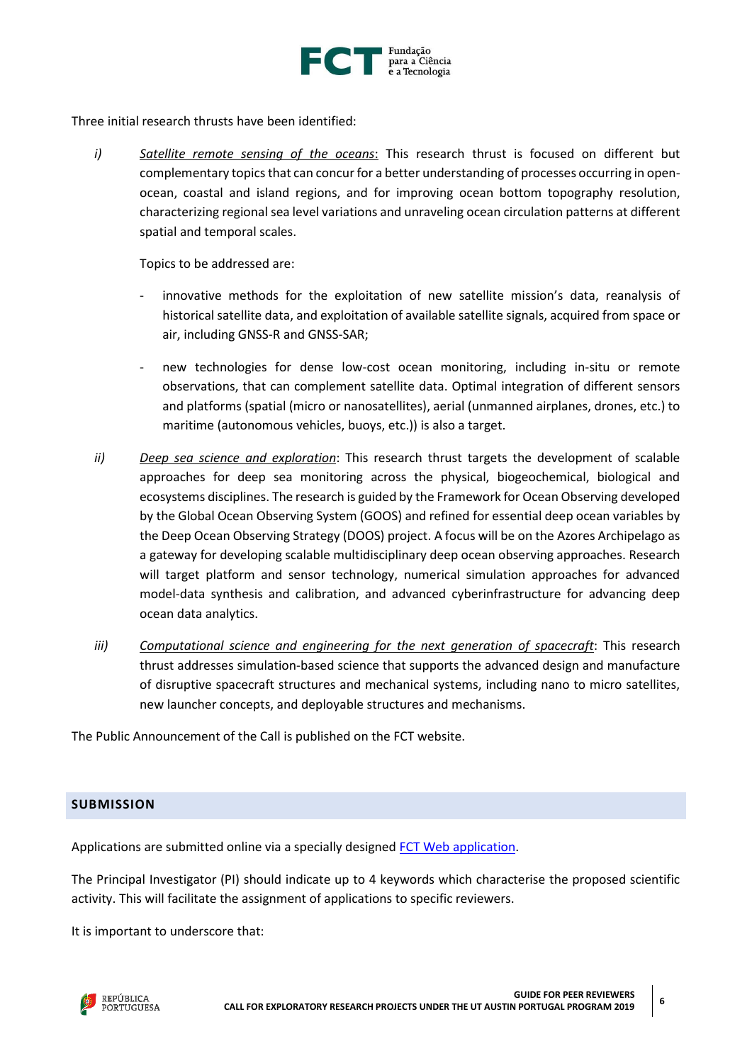Three initial research thrusts have been identified:

*i)* *Satellite remote sensing of the oceans*: This research thrust is focused on different but complementary topics that can concur for a better understanding of processes occurring in open-ocean, coastal and island regions, and for improving ocean bottom topography resolution, characterizing regional sea level variations and unraveling ocean circulation patterns at different spatial and temporal scales.

Topics to be addressed are:

- innovative methods for the exploitation of new satellite mission's data, reanalysis of historical satellite data, and exploitation of available satellite signals, acquired from space or air, including GNSS-R and GNSS-SAR;
- new technologies for dense low-cost ocean monitoring, including in-situ or remote observations, that can complement satellite data. Optimal integration of different sensors and platforms (spatial (micro or nanosatellites), aerial (unmanned airplanes, drones, etc.) to maritime (autonomous vehicles, buoys, etc.)) is also a target.

*ii)* *Deep sea science and exploration*: This research thrust targets the development of scalable approaches for deep sea monitoring across the physical, biogeochemical, biological and ecosystems disciplines. The research is guided by the Framework for Ocean Observing developed by the Global Ocean Observing System (GOOS) and refined for essential deep ocean variables by the Deep Ocean Observing Strategy (DOOS) project. A focus will be on the Azores Archipelago as a gateway for developing scalable multidisciplinary deep ocean observing approaches. Research will target platform and sensor technology, numerical simulation approaches for advanced model-data synthesis and calibration, and advanced cyberinfrastructure for advancing deep ocean data analytics.

*iii)* *Computational science and engineering for the next generation of spacecraft*: This research thrust addresses simulation-based science that supports the advanced design and manufacture of disruptive spacecraft structures and mechanical systems, including nano to micro satellites, new launcher concepts, and deployable structures and mechanisms.

The Public Announcement of the Call is published on the FCT website.

## SUBMISSION

Applications are submitted online via a specially designed FCT Web application.

The Principal Investigator (PI) should indicate up to 4 keywords which characterise the proposed scientific activity. This will facilitate the assignment of applications to specific reviewers.

It is important to underscore that: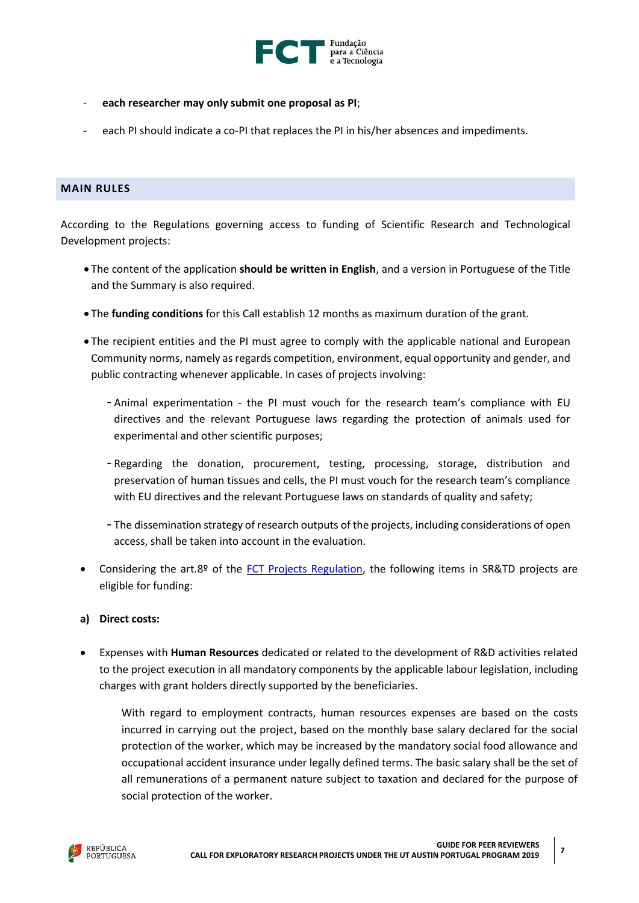- **each researcher may only submit one proposal as PI**;
- each PI should indicate a co-PI that replaces the PI in his/her absences and impediments.

## MAIN RULES

According to the Regulations governing access to funding of Scientific Research and Technological Development projects:

- The content of the application **should be written in English**, and a version in Portuguese of the Title and the Summary is also required.
- The **funding conditions** for this Call establish 12 months as maximum duration of the grant.
- The recipient entities and the PI must agree to comply with the applicable national and European Community norms, namely as regards competition, environment, equal opportunity and gender, and public contracting whenever applicable. In cases of projects involving:
  - Animal experimentation - the PI must vouch for the research team's compliance with EU directives and the relevant Portuguese laws regarding the protection of animals used for experimental and other scientific purposes;
  - Regarding the donation, procurement, testing, processing, storage, distribution and preservation of human tissues and cells, the PI must vouch for the research team's compliance with EU directives and the relevant Portuguese laws on standards of quality and safety;
  - The dissemination strategy of research outputs of the projects, including considerations of open access, shall be taken into account in the evaluation.
- Considering the art.8º of the [FCT Projects Regulation](), the following items in SR&TD projects are eligible for funding:

**a) Direct costs:**

- Expenses with **Human Resources** dedicated or related to the development of R&D activities related to the project execution in all mandatory components by the applicable labour legislation, including charges with grant holders directly supported by the beneficiaries.

  With regard to employment contracts, human resources expenses are based on the costs incurred in carrying out the project, based on the monthly base salary declared for the social protection of the worker, which may be increased by the mandatory social food allowance and occupational accident insurance under legally defined terms. The basic salary shall be the set of all remunerations of a permanent nature subject to taxation and declared for the purpose of social protection of the worker.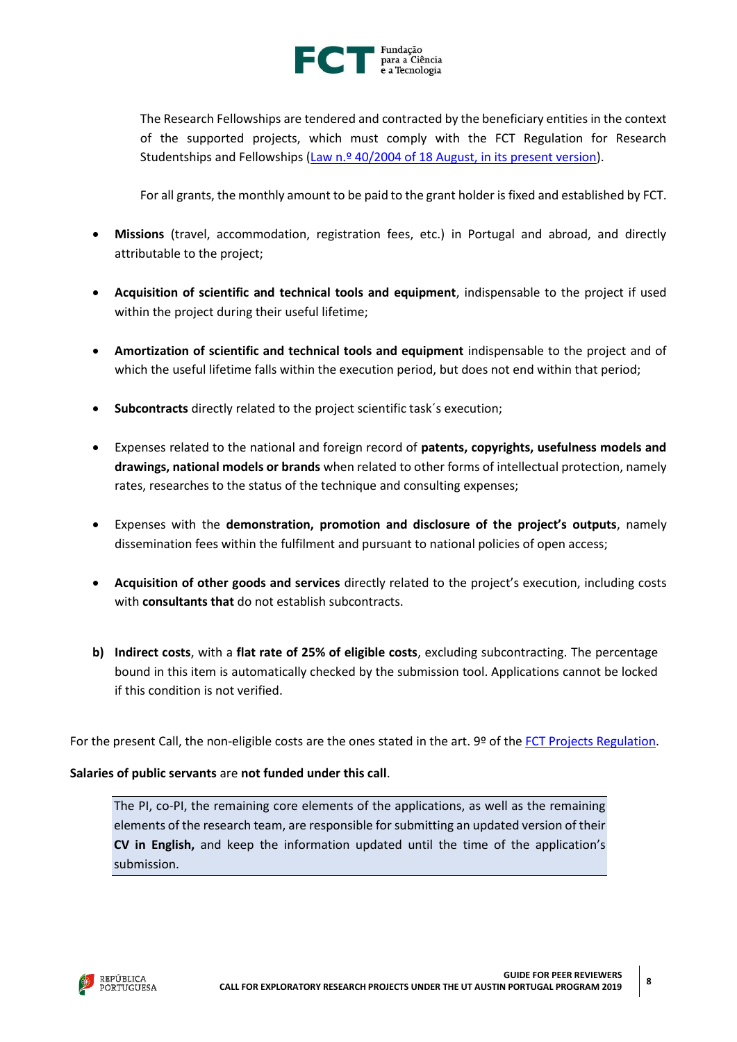The Research Fellowships are tendered and contracted by the beneficiary entities in the context of the supported projects, which must comply with the FCT Regulation for Research Studentships and Fellowships ([Law n.º 40/2004 of 18 August, in its present version](#)).

For all grants, the monthly amount to be paid to the grant holder is fixed and established by FCT.

- **Missions** (travel, accommodation, registration fees, etc.) in Portugal and abroad, and directly attributable to the project;
- **Acquisition of scientific and technical tools and equipment**, indispensable to the project if used within the project during their useful lifetime;
- **Amortization of scientific and technical tools and equipment** indispensable to the project and of which the useful lifetime falls within the execution period, but does not end within that period;
- **Subcontracts** directly related to the project scientific task´s execution;
- Expenses related to the national and foreign record of **patents, copyrights, usefulness models and drawings, national models or brands** when related to other forms of intellectual protection, namely rates, researches to the status of the technique and consulting expenses;
- Expenses with the **demonstration, promotion and disclosure of the project's outputs**, namely dissemination fees within the fulfilment and pursuant to national policies of open access;
- **Acquisition of other goods and services** directly related to the project's execution, including costs with **consultants that** do not establish subcontracts.

**b) Indirect costs**, with a **flat rate of 25% of eligible costs**, excluding subcontracting. The percentage bound in this item is automatically checked by the submission tool. Applications cannot be locked if this condition is not verified.

For the present Call, the non-eligible costs are the ones stated in the art. 9º of the [FCT Projects Regulation](#).

**Salaries of public servants** are **not funded under this call**.

The PI, co-PI, the remaining core elements of the applications, as well as the remaining elements of the research team, are responsible for submitting an updated version of their **CV in English,** and keep the information updated until the time of the application's submission.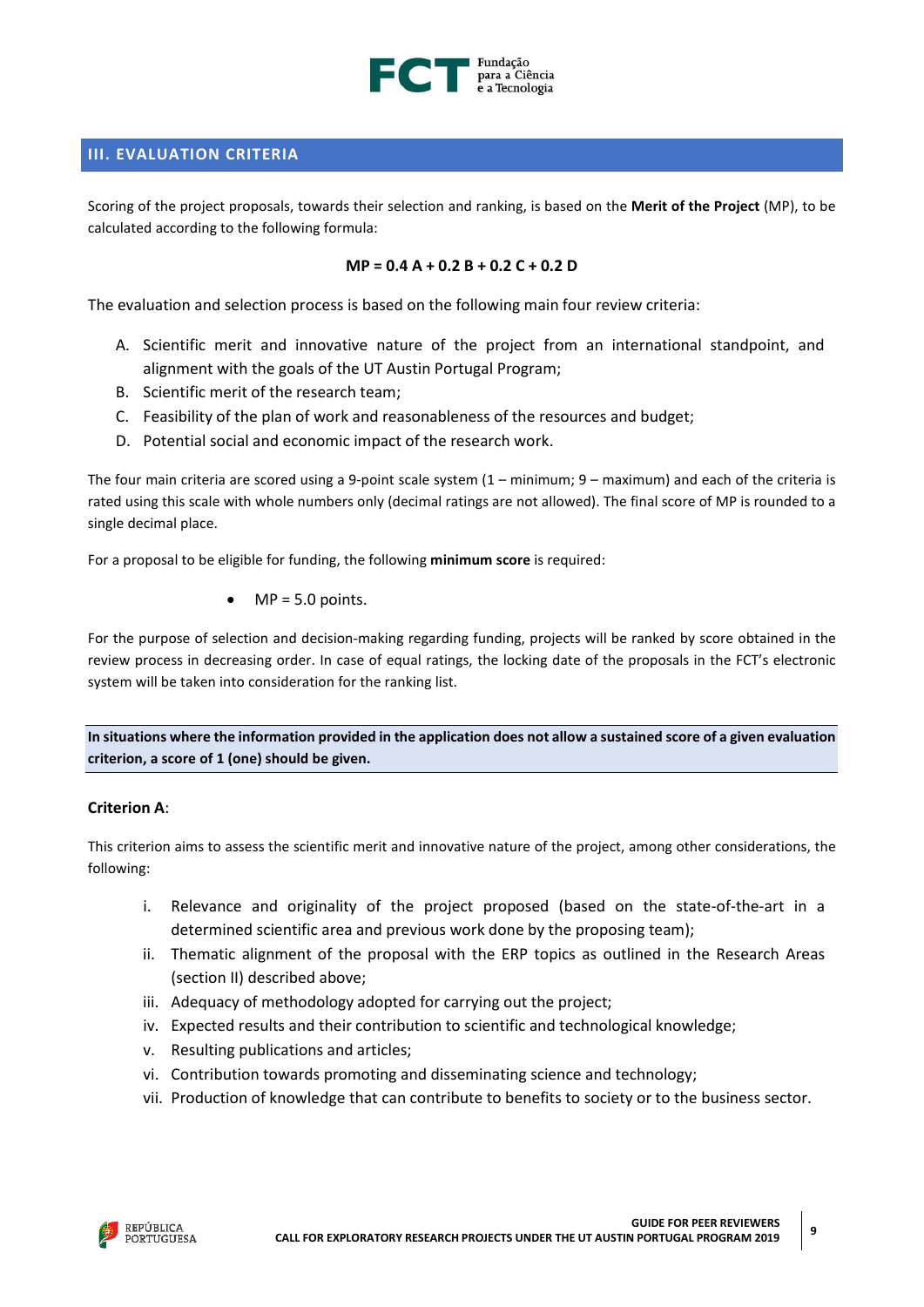## III. EVALUATION CRITERIA

Scoring of the project proposals, towards their selection and ranking, is based on the **Merit of the Project** (MP), to be calculated according to the following formula:

$$\mathbf{MP = 0.4\,A + 0.2\,B + 0.2\,C + 0.2\,D}$$

The evaluation and selection process is based on the following main four review criteria:

A. Scientific merit and innovative nature of the project from an international standpoint, and alignment with the goals of the UT Austin Portugal Program;
B. Scientific merit of the research team;
C. Feasibility of the plan of work and reasonableness of the resources and budget;
D. Potential social and economic impact of the research work.

The four main criteria are scored using a 9-point scale system (1 – minimum; 9 – maximum) and each of the criteria is rated using this scale with whole numbers only (decimal ratings are not allowed). The final score of MP is rounded to a single decimal place.

For a proposal to be eligible for funding, the following **minimum score** is required:

- MP = 5.0 points.

For the purpose of selection and decision-making regarding funding, projects will be ranked by score obtained in the review process in decreasing order. In case of equal ratings, the locking date of the proposals in the FCT's electronic system will be taken into consideration for the ranking list.

**In situations where the information provided in the application does not allow a sustained score of a given evaluation criterion, a score of 1 (one) should be given.**

**Criterion A**:

This criterion aims to assess the scientific merit and innovative nature of the project, among other considerations, the following:

i. Relevance and originality of the project proposed (based on the state-of-the-art in a determined scientific area and previous work done by the proposing team);
ii. Thematic alignment of the proposal with the ERP topics as outlined in the Research Areas (section II) described above;
iii. Adequacy of methodology adopted for carrying out the project;
iv. Expected results and their contribution to scientific and technological knowledge;
v. Resulting publications and articles;
vi. Contribution towards promoting and disseminating science and technology;
vii. Production of knowledge that can contribute to benefits to society or to the business sector.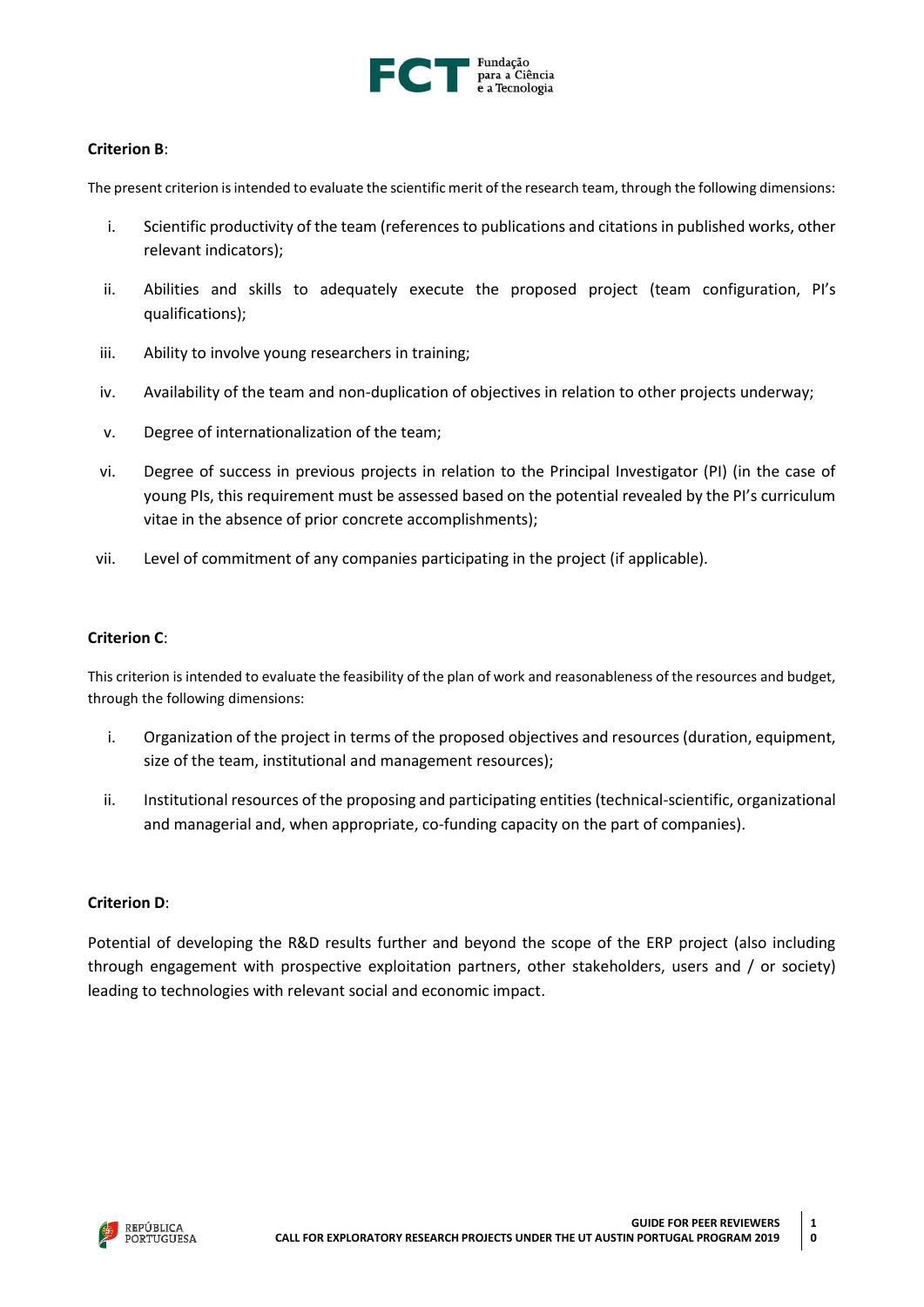**Criterion B**:

The present criterion is intended to evaluate the scientific merit of the research team, through the following dimensions:

i. Scientific productivity of the team (references to publications and citations in published works, other relevant indicators);

ii. Abilities and skills to adequately execute the proposed project (team configuration, PI's qualifications);

iii. Ability to involve young researchers in training;

iv. Availability of the team and non-duplication of objectives in relation to other projects underway;

v. Degree of internationalization of the team;

vi. Degree of success in previous projects in relation to the Principal Investigator (PI) (in the case of young PIs, this requirement must be assessed based on the potential revealed by the PI's curriculum vitae in the absence of prior concrete accomplishments);

vii. Level of commitment of any companies participating in the project (if applicable).

**Criterion C**:

This criterion is intended to evaluate the feasibility of the plan of work and reasonableness of the resources and budget, through the following dimensions:

i. Organization of the project in terms of the proposed objectives and resources (duration, equipment, size of the team, institutional and management resources);

ii. Institutional resources of the proposing and participating entities (technical-scientific, organizational and managerial and, when appropriate, co-funding capacity on the part of companies).

**Criterion D**:

Potential of developing the R&D results further and beyond the scope of the ERP project (also including through engagement with prospective exploitation partners, other stakeholders, users and / or society) leading to technologies with relevant social and economic impact.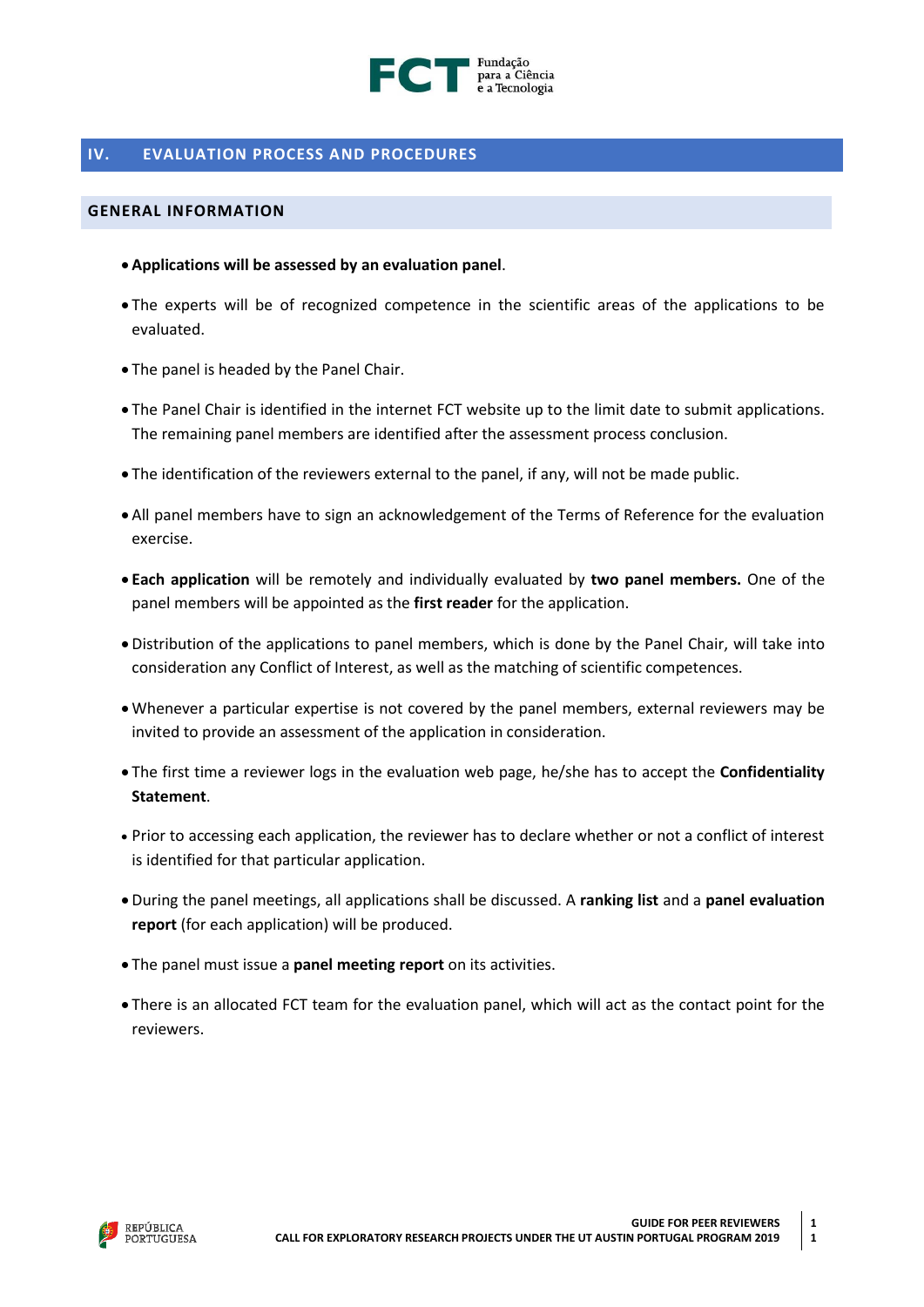## IV. EVALUATION PROCESS AND PROCEDURES

### GENERAL INFORMATION

- **Applications will be assessed by an evaluation panel**.
- The experts will be of recognized competence in the scientific areas of the applications to be evaluated.
- The panel is headed by the Panel Chair.
- The Panel Chair is identified in the internet FCT website up to the limit date to submit applications. The remaining panel members are identified after the assessment process conclusion.
- The identification of the reviewers external to the panel, if any, will not be made public.
- All panel members have to sign an acknowledgement of the Terms of Reference for the evaluation exercise.
- **Each application** will be remotely and individually evaluated by **two panel members.** One of the panel members will be appointed as the **first reader** for the application.
- Distribution of the applications to panel members, which is done by the Panel Chair, will take into consideration any Conflict of Interest, as well as the matching of scientific competences.
- Whenever a particular expertise is not covered by the panel members, external reviewers may be invited to provide an assessment of the application in consideration.
- The first time a reviewer logs in the evaluation web page, he/she has to accept the **Confidentiality Statement**.
- Prior to accessing each application, the reviewer has to declare whether or not a conflict of interest is identified for that particular application.
- During the panel meetings, all applications shall be discussed. A **ranking list** and a **panel evaluation report** (for each application) will be produced.
- The panel must issue a **panel meeting report** on its activities.
- There is an allocated FCT team for the evaluation panel, which will act as the contact point for the reviewers.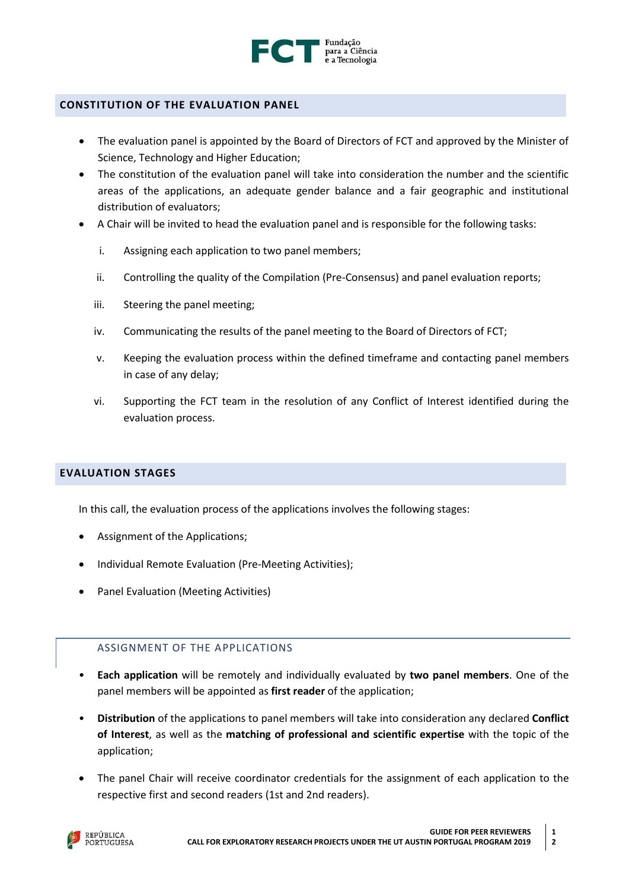## CONSTITUTION OF THE EVALUATION PANEL

- The evaluation panel is appointed by the Board of Directors of FCT and approved by the Minister of Science, Technology and Higher Education;
- The constitution of the evaluation panel will take into consideration the number and the scientific areas of the applications, an adequate gender balance and a fair geographic and institutional distribution of evaluators;
- A Chair will be invited to head the evaluation panel and is responsible for the following tasks:

  i. Assigning each application to two panel members;

  ii. Controlling the quality of the Compilation (Pre-Consensus) and panel evaluation reports;

  iii. Steering the panel meeting;

  iv. Communicating the results of the panel meeting to the Board of Directors of FCT;

  v. Keeping the evaluation process within the defined timeframe and contacting panel members in case of any delay;

  vi. Supporting the FCT team in the resolution of any Conflict of Interest identified during the evaluation process.

## EVALUATION STAGES

In this call, the evaluation process of the applications involves the following stages:

- Assignment of the Applications;
- Individual Remote Evaluation (Pre-Meeting Activities);
- Panel Evaluation (Meeting Activities)

### ASSIGNMENT OF THE APPLICATIONS

- **Each application** will be remotely and individually evaluated by **two panel members**. One of the panel members will be appointed as **first reader** of the application;
- **Distribution** of the applications to panel members will take into consideration any declared **Conflict of Interest**, as well as the **matching of professional and scientific expertise** with the topic of the application;
- The panel Chair will receive coordinator credentials for the assignment of each application to the respective first and second readers (1st and 2nd readers).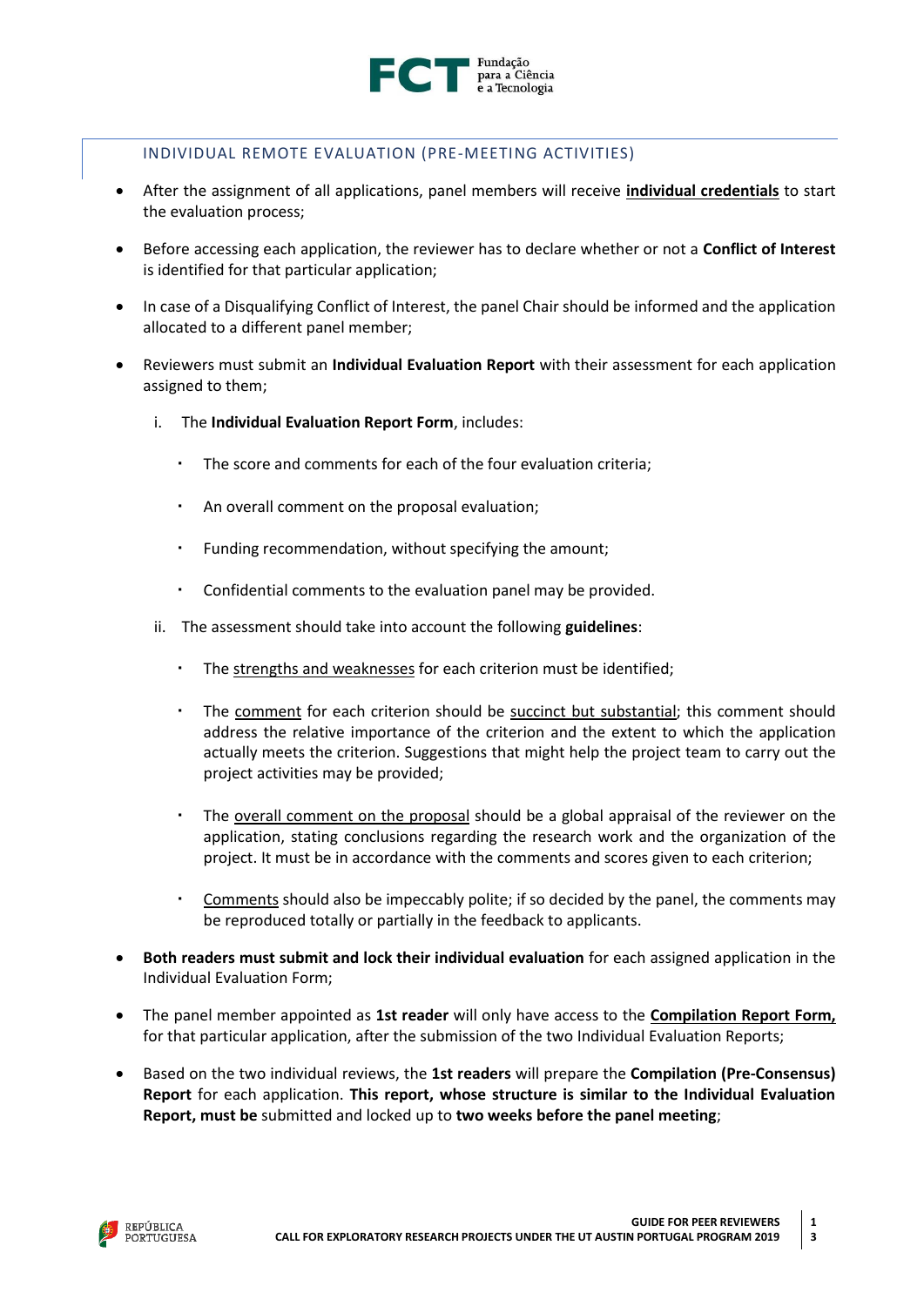## INDIVIDUAL REMOTE EVALUATION (PRE-MEETING ACTIVITIES)

- After the assignment of all applications, panel members will receive **individual credentials** to start the evaluation process;
- Before accessing each application, the reviewer has to declare whether or not a **Conflict of Interest** is identified for that particular application;
- In case of a Disqualifying Conflict of Interest, the panel Chair should be informed and the application allocated to a different panel member;
- Reviewers must submit an **Individual Evaluation Report** with their assessment for each application assigned to them;
   i. The **Individual Evaluation Report Form**, includes:
      - The score and comments for each of the four evaluation criteria;
      - An overall comment on the proposal evaluation;
      - Funding recommendation, without specifying the amount;
      - Confidential comments to the evaluation panel may be provided.
   
   ii. The assessment should take into account the following **guidelines**:
      - The strengths and weaknesses for each criterion must be identified;
      - The comment for each criterion should be succinct but substantial; this comment should address the relative importance of the criterion and the extent to which the application actually meets the criterion. Suggestions that might help the project team to carry out the project activities may be provided;
      - The overall comment on the proposal should be a global appraisal of the reviewer on the application, stating conclusions regarding the research work and the organization of the project. It must be in accordance with the comments and scores given to each criterion;
      - Comments should also be impeccably polite; if so decided by the panel, the comments may be reproduced totally or partially in the feedback to applicants.
- **Both readers must submit and lock their individual evaluation** for each assigned application in the Individual Evaluation Form;
- The panel member appointed as **1st reader** will only have access to the **Compilation Report Form,** for that particular application, after the submission of the two Individual Evaluation Reports;
- Based on the two individual reviews, the **1st readers** will prepare the **Compilation (Pre-Consensus) Report** for each application. **This report, whose structure is similar to the Individual Evaluation Report, must be** submitted and locked up to **two weeks before the panel meeting**;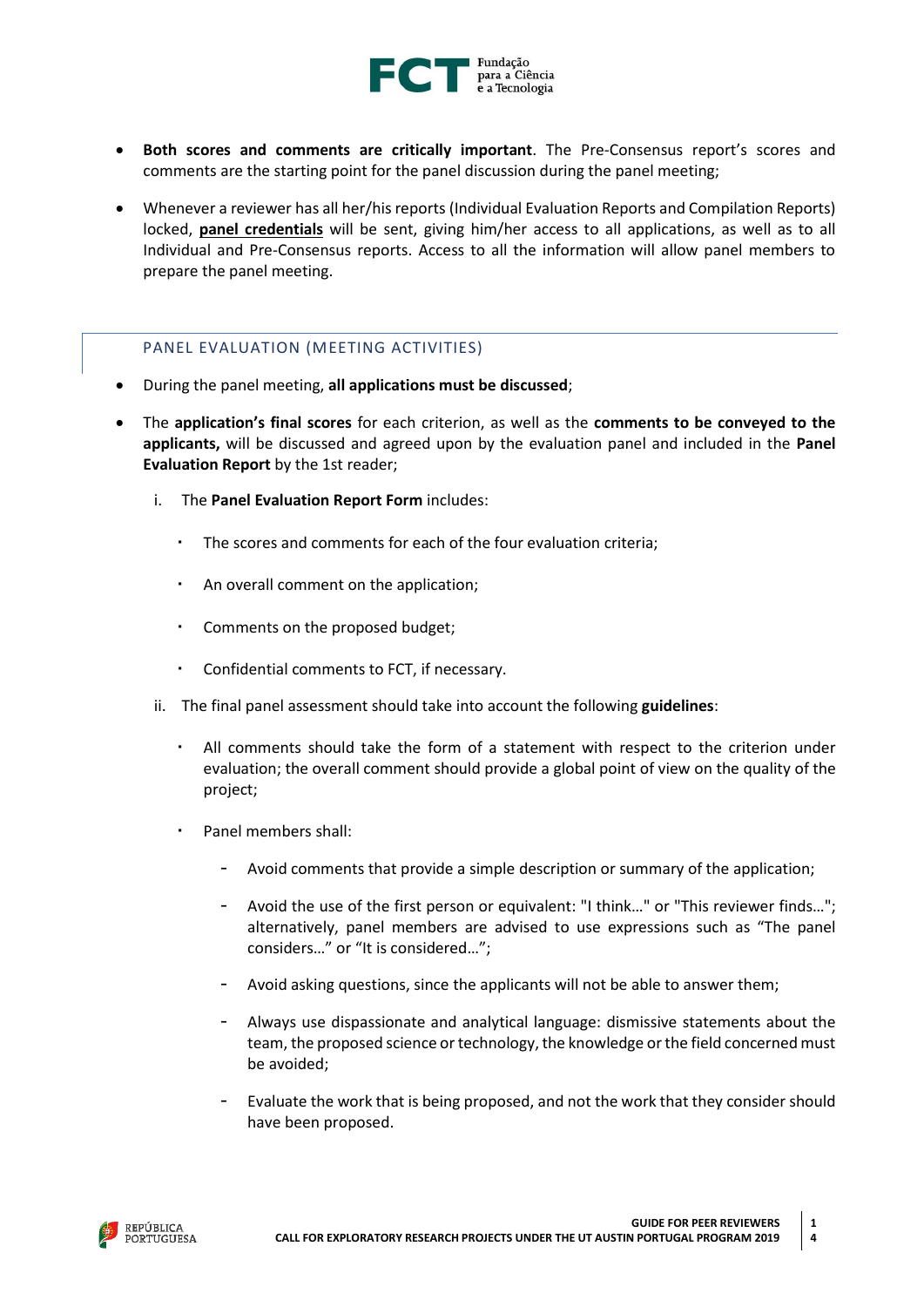- **Both scores and comments are critically important**. The Pre-Consensus report's scores and comments are the starting point for the panel discussion during the panel meeting;
- Whenever a reviewer has all her/his reports (Individual Evaluation Reports and Compilation Reports) locked, **panel credentials** will be sent, giving him/her access to all applications, as well as to all Individual and Pre-Consensus reports. Access to all the information will allow panel members to prepare the panel meeting.

## PANEL EVALUATION (MEETING ACTIVITIES)

- During the panel meeting, **all applications must be discussed**;
- The **application's final scores** for each criterion, as well as the **comments to be conveyed to the applicants,** will be discussed and agreed upon by the evaluation panel and included in the **Panel Evaluation Report** by the 1st reader;

  i. The **Panel Evaluation Report Form** includes:

     - The scores and comments for each of the four evaluation criteria;
     - An overall comment on the application;
     - Comments on the proposed budget;
     - Confidential comments to FCT, if necessary.

  ii. The final panel assessment should take into account the following **guidelines**:

     - All comments should take the form of a statement with respect to the criterion under evaluation; the overall comment should provide a global point of view on the quality of the project;
     - Panel members shall:
       - Avoid comments that provide a simple description or summary of the application;
       - Avoid the use of the first person or equivalent: "I think…" or "This reviewer finds…"; alternatively, panel members are advised to use expressions such as "The panel considers…" or "It is considered…";
       - Avoid asking questions, since the applicants will not be able to answer them;
       - Always use dispassionate and analytical language: dismissive statements about the team, the proposed science or technology, the knowledge or the field concerned must be avoided;
       - Evaluate the work that is being proposed, and not the work that they consider should have been proposed.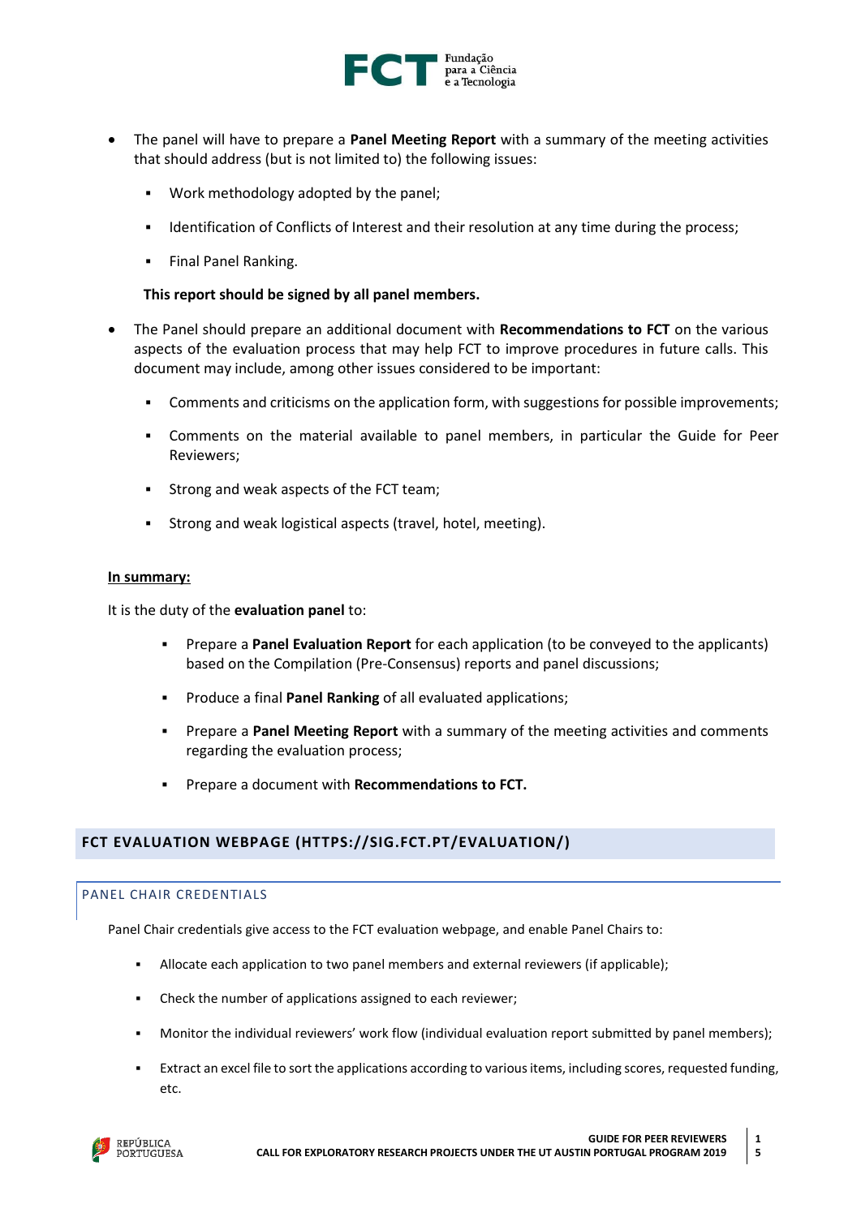- The panel will have to prepare a **Panel Meeting Report** with a summary of the meeting activities that should address (but is not limited to) the following issues:
  - Work methodology adopted by the panel;
  - Identification of Conflicts of Interest and their resolution at any time during the process;
  - Final Panel Ranking.

  **This report should be signed by all panel members.**

- The Panel should prepare an additional document with **Recommendations to FCT** on the various aspects of the evaluation process that may help FCT to improve procedures in future calls. This document may include, among other issues considered to be important:
  - Comments and criticisms on the application form, with suggestions for possible improvements;
  - Comments on the material available to panel members, in particular the Guide for Peer Reviewers;
  - Strong and weak aspects of the FCT team;
  - Strong and weak logistical aspects (travel, hotel, meeting).

**In summary:**

It is the duty of the **evaluation panel** to:

- Prepare a **Panel Evaluation Report** for each application (to be conveyed to the applicants) based on the Compilation (Pre-Consensus) reports and panel discussions;
- Produce a final **Panel Ranking** of all evaluated applications;
- Prepare a **Panel Meeting Report** with a summary of the meeting activities and comments regarding the evaluation process;
- Prepare a document with **Recommendations to FCT.**

## FCT EVALUATION WEBPAGE (HTTPS://SIG.FCT.PT/EVALUATION/)

### PANEL CHAIR CREDENTIALS

Panel Chair credentials give access to the FCT evaluation webpage, and enable Panel Chairs to:

- Allocate each application to two panel members and external reviewers (if applicable);
- Check the number of applications assigned to each reviewer;
- Monitor the individual reviewers' work flow (individual evaluation report submitted by panel members);
- Extract an excel file to sort the applications according to various items, including scores, requested funding, etc.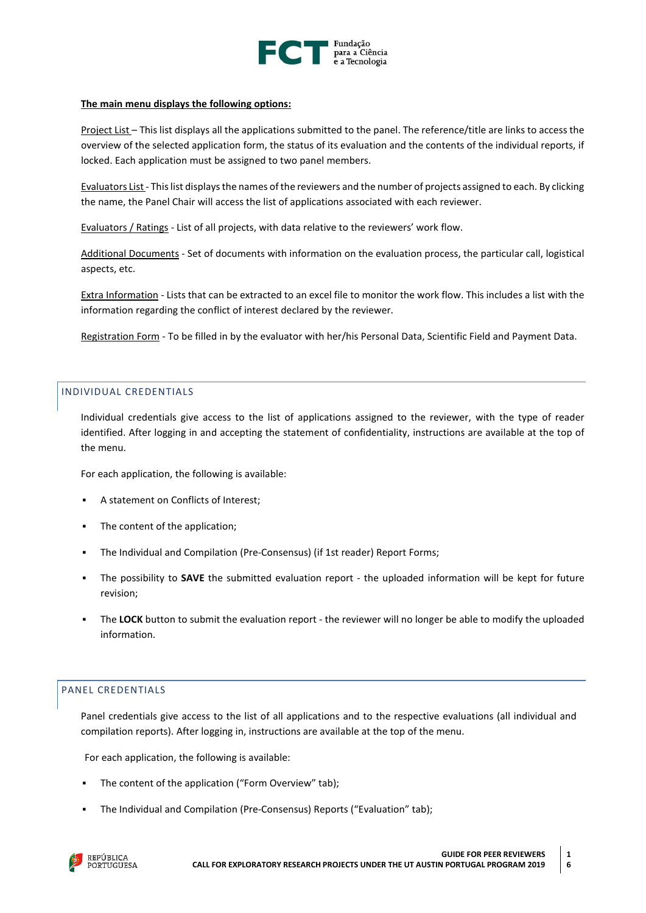**The main menu displays the following options:**

Project List – This list displays all the applications submitted to the panel. The reference/title are links to access the overview of the selected application form, the status of its evaluation and the contents of the individual reports, if locked. Each application must be assigned to two panel members.

Evaluators List - This list displays the names of the reviewers and the number of projects assigned to each. By clicking the name, the Panel Chair will access the list of applications associated with each reviewer.

Evaluators / Ratings - List of all projects, with data relative to the reviewers' work flow.

Additional Documents - Set of documents with information on the evaluation process, the particular call, logistical aspects, etc.

Extra Information - Lists that can be extracted to an excel file to monitor the work flow. This includes a list with the information regarding the conflict of interest declared by the reviewer.

Registration Form - To be filled in by the evaluator with her/his Personal Data, Scientific Field and Payment Data.

## INDIVIDUAL CREDENTIALS

Individual credentials give access to the list of applications assigned to the reviewer, with the type of reader identified. After logging in and accepting the statement of confidentiality, instructions are available at the top of the menu.

For each application, the following is available:

- A statement on Conflicts of Interest;
- The content of the application;
- The Individual and Compilation (Pre-Consensus) (if 1st reader) Report Forms;
- The possibility to **SAVE** the submitted evaluation report - the uploaded information will be kept for future revision;
- The **LOCK** button to submit the evaluation report - the reviewer will no longer be able to modify the uploaded information.

## PANEL CREDENTIALS

Panel credentials give access to the list of all applications and to the respective evaluations (all individual and compilation reports). After logging in, instructions are available at the top of the menu.

For each application, the following is available:

- The content of the application ("Form Overview" tab);
- The Individual and Compilation (Pre-Consensus) Reports ("Evaluation" tab);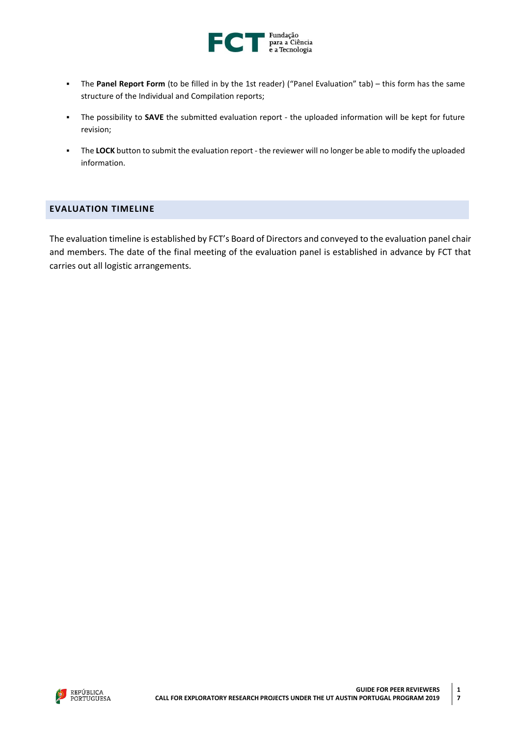- The **Panel Report Form** (to be filled in by the 1st reader) ("Panel Evaluation" tab) – this form has the same structure of the Individual and Compilation reports;
- The possibility to **SAVE** the submitted evaluation report - the uploaded information will be kept for future revision;
- The **LOCK** button to submit the evaluation report - the reviewer will no longer be able to modify the uploaded information.

## EVALUATION TIMELINE

The evaluation timeline is established by FCT's Board of Directors and conveyed to the evaluation panel chair and members. The date of the final meeting of the evaluation panel is established in advance by FCT that carries out all logistic arrangements.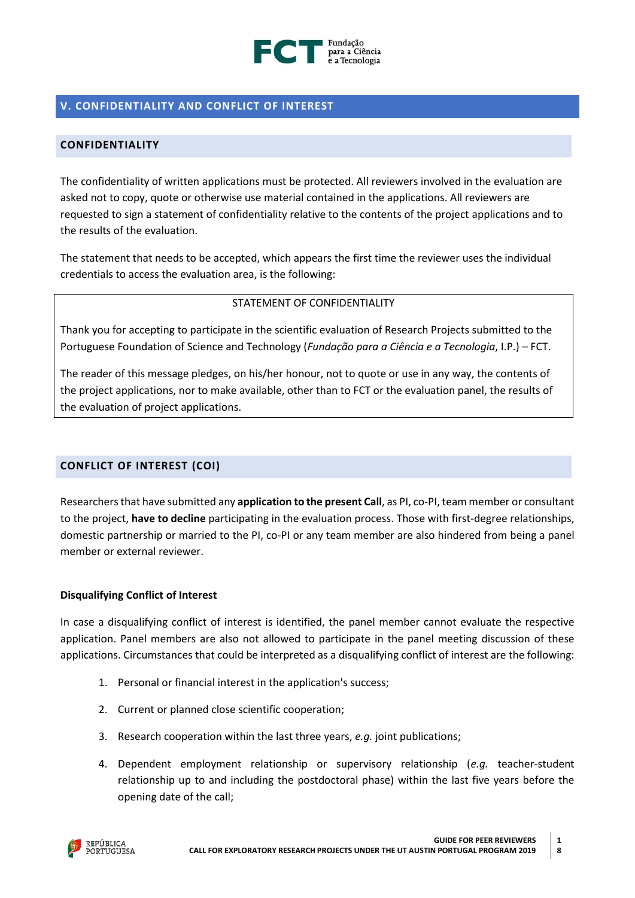## V. CONFIDENTIALITY AND CONFLICT OF INTEREST

### CONFIDENTIALITY

The confidentiality of written applications must be protected. All reviewers involved in the evaluation are asked not to copy, quote or otherwise use material contained in the applications. All reviewers are requested to sign a statement of confidentiality relative to the contents of the project applications and to the results of the evaluation.

The statement that needs to be accepted, which appears the first time the reviewer uses the individual credentials to access the evaluation area, is the following:

> STATEMENT OF CONFIDENTIALITY
>
> Thank you for accepting to participate in the scientific evaluation of Research Projects submitted to the Portuguese Foundation of Science and Technology (*Fundação para a Ciência e a Tecnologia*, I.P.) – FCT.
>
> The reader of this message pledges, on his/her honour, not to quote or use in any way, the contents of the project applications, nor to make available, other than to FCT or the evaluation panel, the results of the evaluation of project applications.

### CONFLICT OF INTEREST (COI)

Researchers that have submitted any **application to the present Call**, as PI, co-PI, team member or consultant to the project, **have to decline** participating in the evaluation process. Those with first-degree relationships, domestic partnership or married to the PI, co-PI or any team member are also hindered from being a panel member or external reviewer.

**Disqualifying Conflict of Interest**

In case a disqualifying conflict of interest is identified, the panel member cannot evaluate the respective application. Panel members are also not allowed to participate in the panel meeting discussion of these applications. Circumstances that could be interpreted as a disqualifying conflict of interest are the following:

1. Personal or financial interest in the application's success;
2. Current or planned close scientific cooperation;
3. Research cooperation within the last three years, *e.g.* joint publications;
4. Dependent employment relationship or supervisory relationship (*e.g.* teacher-student relationship up to and including the postdoctoral phase) within the last five years before the opening date of the call;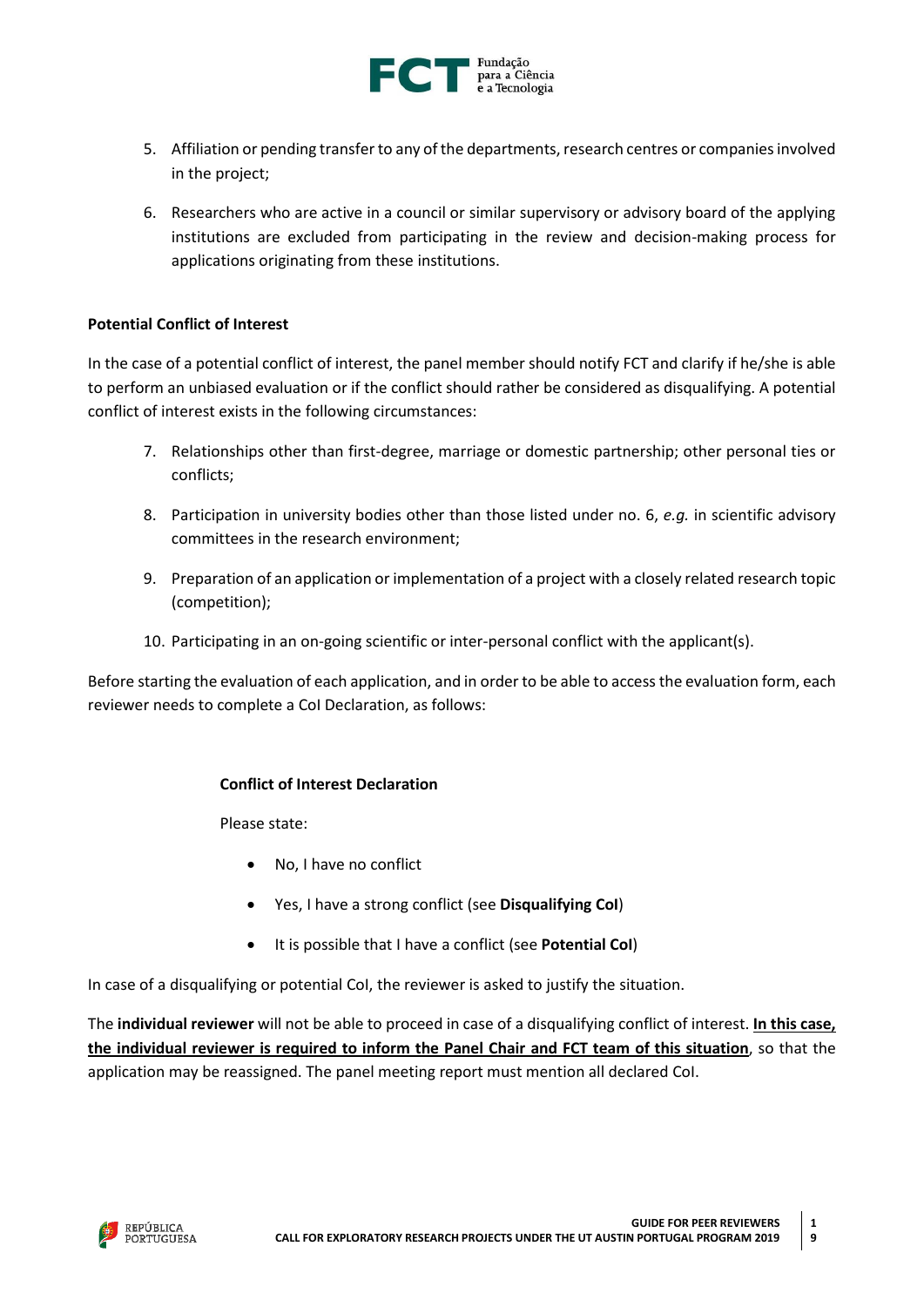5. Affiliation or pending transfer to any of the departments, research centres or companies involved in the project;

6. Researchers who are active in a council or similar supervisory or advisory board of the applying institutions are excluded from participating in the review and decision-making process for applications originating from these institutions.

**Potential Conflict of Interest**

In the case of a potential conflict of interest, the panel member should notify FCT and clarify if he/she is able to perform an unbiased evaluation or if the conflict should rather be considered as disqualifying. A potential conflict of interest exists in the following circumstances:

7. Relationships other than first-degree, marriage or domestic partnership; other personal ties or conflicts;

8. Participation in university bodies other than those listed under no. 6, *e.g.* in scientific advisory committees in the research environment;

9. Preparation of an application or implementation of a project with a closely related research topic (competition);

10. Participating in an on-going scientific or inter-personal conflict with the applicant(s).

Before starting the evaluation of each application, and in order to be able to access the evaluation form, each reviewer needs to complete a CoI Declaration, as follows:

**Conflict of Interest Declaration**

Please state:

- No, I have no conflict
- Yes, I have a strong conflict (see **Disqualifying CoI**)
- It is possible that I have a conflict (see **Potential CoI**)

In case of a disqualifying or potential CoI, the reviewer is asked to justify the situation.

The **individual reviewer** will not be able to proceed in case of a disqualifying conflict of interest. **In this case, the individual reviewer is required to inform the Panel Chair and FCT team of this situation**, so that the application may be reassigned. The panel meeting report must mention all declared CoI.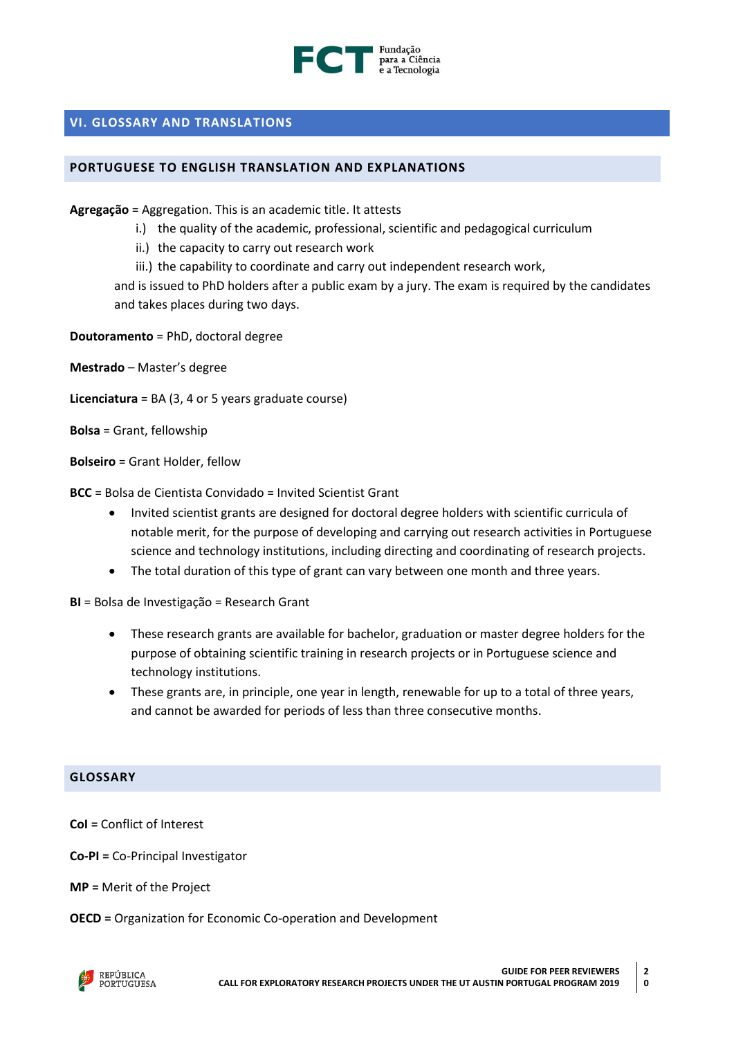## VI. GLOSSARY AND TRANSLATIONS

### PORTUGUESE TO ENGLISH TRANSLATION AND EXPLANATIONS

**Agregação** = Aggregation. This is an academic title. It attests

i.) the quality of the academic, professional, scientific and pedagogical curriculum
ii.) the capacity to carry out research work
iii.) the capability to coordinate and carry out independent research work,

and is issued to PhD holders after a public exam by a jury. The exam is required by the candidates and takes places during two days.

**Doutoramento** = PhD, doctoral degree

**Mestrado** – Master's degree

**Licenciatura** = BA (3, 4 or 5 years graduate course)

**Bolsa** = Grant, fellowship

**Bolseiro** = Grant Holder, fellow

**BCC** = Bolsa de Cientista Convidado = Invited Scientist Grant

- Invited scientist grants are designed for doctoral degree holders with scientific curricula of notable merit, for the purpose of developing and carrying out research activities in Portuguese science and technology institutions, including directing and coordinating of research projects.
- The total duration of this type of grant can vary between one month and three years.

**BI** = Bolsa de Investigação = Research Grant

- These research grants are available for bachelor, graduation or master degree holders for the purpose of obtaining scientific training in research projects or in Portuguese science and technology institutions.
- These grants are, in principle, one year in length, renewable for up to a total of three years, and cannot be awarded for periods of less than three consecutive months.

### GLOSSARY

**CoI =** Conflict of Interest

**Co-PI =** Co-Principal Investigator

**MP =** Merit of the Project

**OECD =** Organization for Economic Co-operation and Development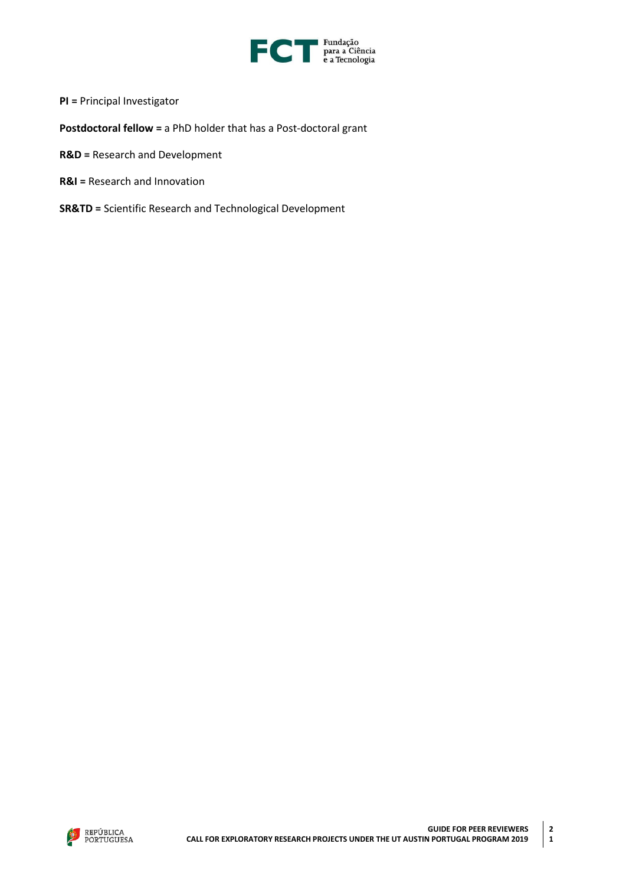**PI =** Principal Investigator

**Postdoctoral fellow =** a PhD holder that has a Post-doctoral grant

**R&D =** Research and Development

**R&I =** Research and Innovation

**SR&TD =** Scientific Research and Technological Development